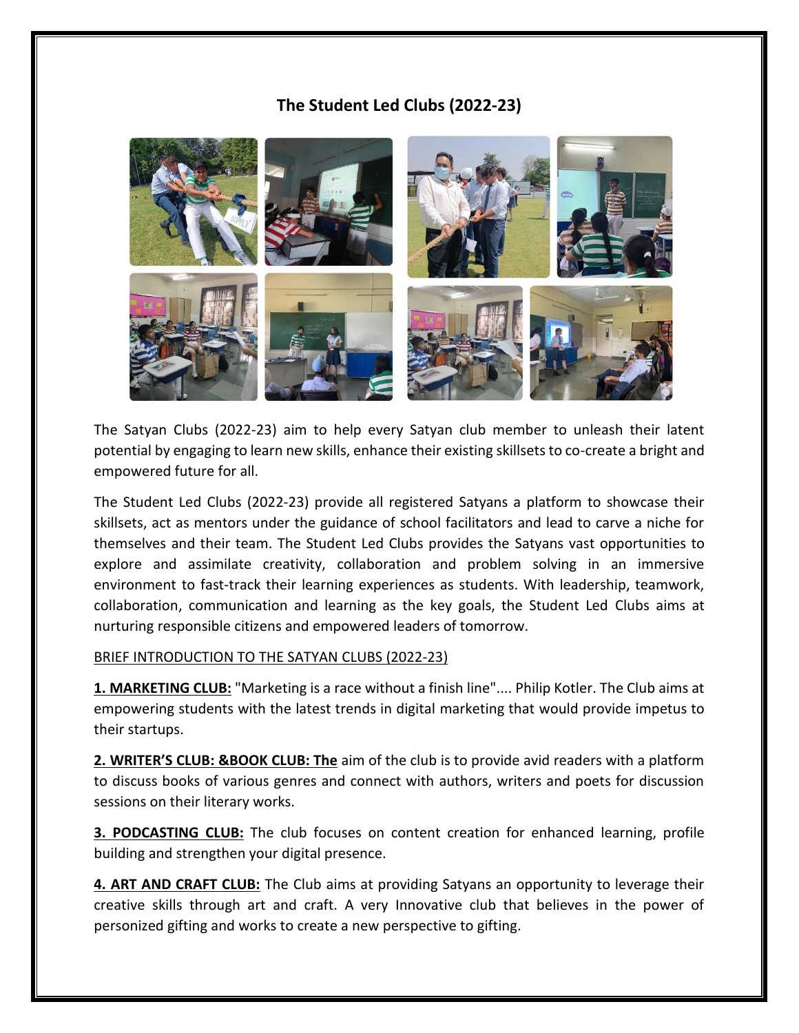## The Student Led Clubs (2022-23)

The Satyan Clubs (2022-23) aim to help every Satyan club member to unleash their latent potential by engaging to learn new skills, enhance their existing skillsets to co-create a bright and empowered future for all.

The Student Led Clubs (2022-23) provide all registered Satyans a platform to showcase their skillsets, act as mentors under the guidance of school facilitators and lead to carve a niche for themselves and their team. The Student Led Clubs provides the Satyans vast opportunities to explore and assimilate creativity, collaboration and problem solving in an immersive environment to fast-track their learning experiences as students. With leadership, teamwork, collaboration, communication and learning as the key goals, the Student Led Clubs aims at nurturing responsible citizens and empowered leaders of tomorrow.

<u>BRIEF INTRODUCTION TO THE SATYAN CLUBS (2022-23)</u>

**1. MARKETING CLUB:** "Marketing is a race without a finish line".... Philip Kotler. The Club aims at empowering students with the latest trends in digital marketing that would provide impetus to their startups.

**2. WRITER'S CLUB: &BOOK CLUB: The** aim of the club is to provide avid readers with a platform to discuss books of various genres and connect with authors, writers and poets for discussion sessions on their literary works.

**3. PODCASTING CLUB:** The club focuses on content creation for enhanced learning, profile building and strengthen your digital presence.

**4. ART AND CRAFT CLUB:** The Club aims at providing Satyans an opportunity to leverage their creative skills through art and craft. A very Innovative club that believes in the power of personized gifting and works to create a new perspective to gifting.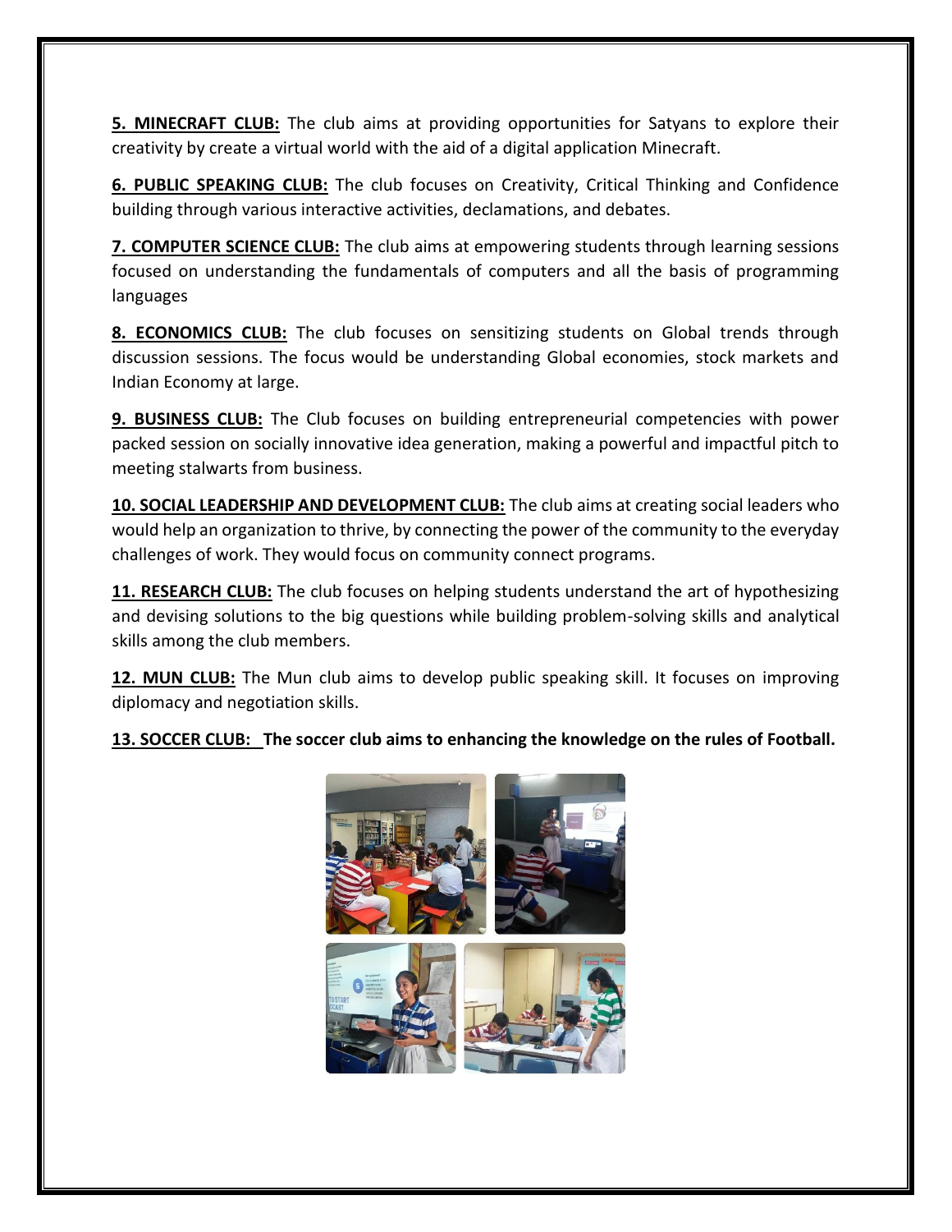**5. MINECRAFT CLUB:** The club aims at providing opportunities for Satyans to explore their creativity by create a virtual world with the aid of a digital application Minecraft.

**6. PUBLIC SPEAKING CLUB:** The club focuses on Creativity, Critical Thinking and Confidence building through various interactive activities, declamations, and debates.

**7. COMPUTER SCIENCE CLUB:** The club aims at empowering students through learning sessions focused on understanding the fundamentals of computers and all the basis of programming languages

**8. ECONOMICS CLUB:** The club focuses on sensitizing students on Global trends through discussion sessions. The focus would be understanding Global economies, stock markets and Indian Economy at large.

**9. BUSINESS CLUB:** The Club focuses on building entrepreneurial competencies with power packed session on socially innovative idea generation, making a powerful and impactful pitch to meeting stalwarts from business.

**10. SOCIAL LEADERSHIP AND DEVELOPMENT CLUB:** The club aims at creating social leaders who would help an organization to thrive, by connecting the power of the community to the everyday challenges of work. They would focus on community connect programs.

**11. RESEARCH CLUB:** The club focuses on helping students understand the art of hypothesizing and devising solutions to the big questions while building problem-solving skills and analytical skills among the club members.

**12. MUN CLUB:** The Mun club aims to develop public speaking skill. It focuses on improving diplomacy and negotiation skills.

**13. SOCCER CLUB: The soccer club aims to enhancing the knowledge on the rules of Football.**